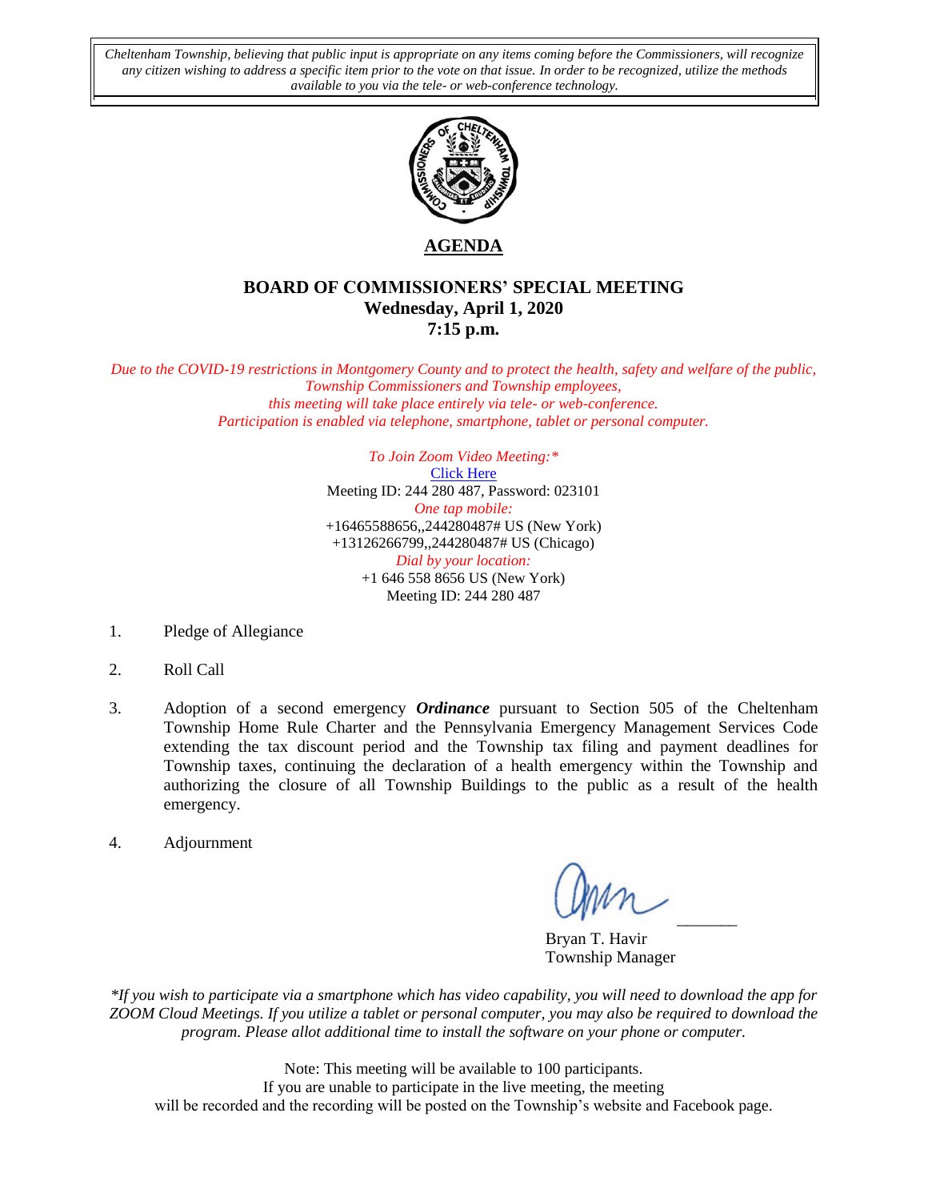*Cheltenham Township, believing that public input is appropriate on any items coming before the Commissioners, will recognize any citizen wishing to address a specific item prior to the vote on that issue. In order to be recognized, utilize the methods available to you via the tele- or web-conference technology.*

# AGENDA

## BOARD OF COMMISSIONERS' SPECIAL MEETING
**Wednesday, April 1, 2020**
**7:15 p.m.**

*Due to the COVID-19 restrictions in Montgomery County and to protect the health, safety and welfare of the public, Township Commissioners and Township employees, this meeting will take place entirely via tele- or web-conference. Participation is enabled via telephone, smartphone, tablet or personal computer.*

*To Join Zoom Video Meeting:**
Click Here
Meeting ID: 244 280 487, Password: 023101
*One tap mobile:*
+16465588656,,244280487# US (New York)
+13126266799,,244280487# US (Chicago)
*Dial by your location:*
+1 646 558 8656 US (New York)
Meeting ID: 244 280 487

1. Pledge of Allegiance
2. Roll Call
3. Adoption of a second emergency ***Ordinance*** pursuant to Section 505 of the Cheltenham Township Home Rule Charter and the Pennsylvania Emergency Management Services Code extending the tax discount period and the Township tax filing and payment deadlines for Township taxes, continuing the declaration of a health emergency within the Township and authorizing the closure of all Township Buildings to the public as a result of the health emergency.
4. Adjournment

Bryan T. Havir
Township Manager

*\*If you wish to participate via a smartphone which has video capability, you will need to download the app for ZOOM Cloud Meetings. If you utilize a tablet or personal computer, you may also be required to download the program. Please allot additional time to install the software on your phone or computer.*

Note: This meeting will be available to 100 participants.
If you are unable to participate in the live meeting, the meeting will be recorded and the recording will be posted on the Township's website and Facebook page.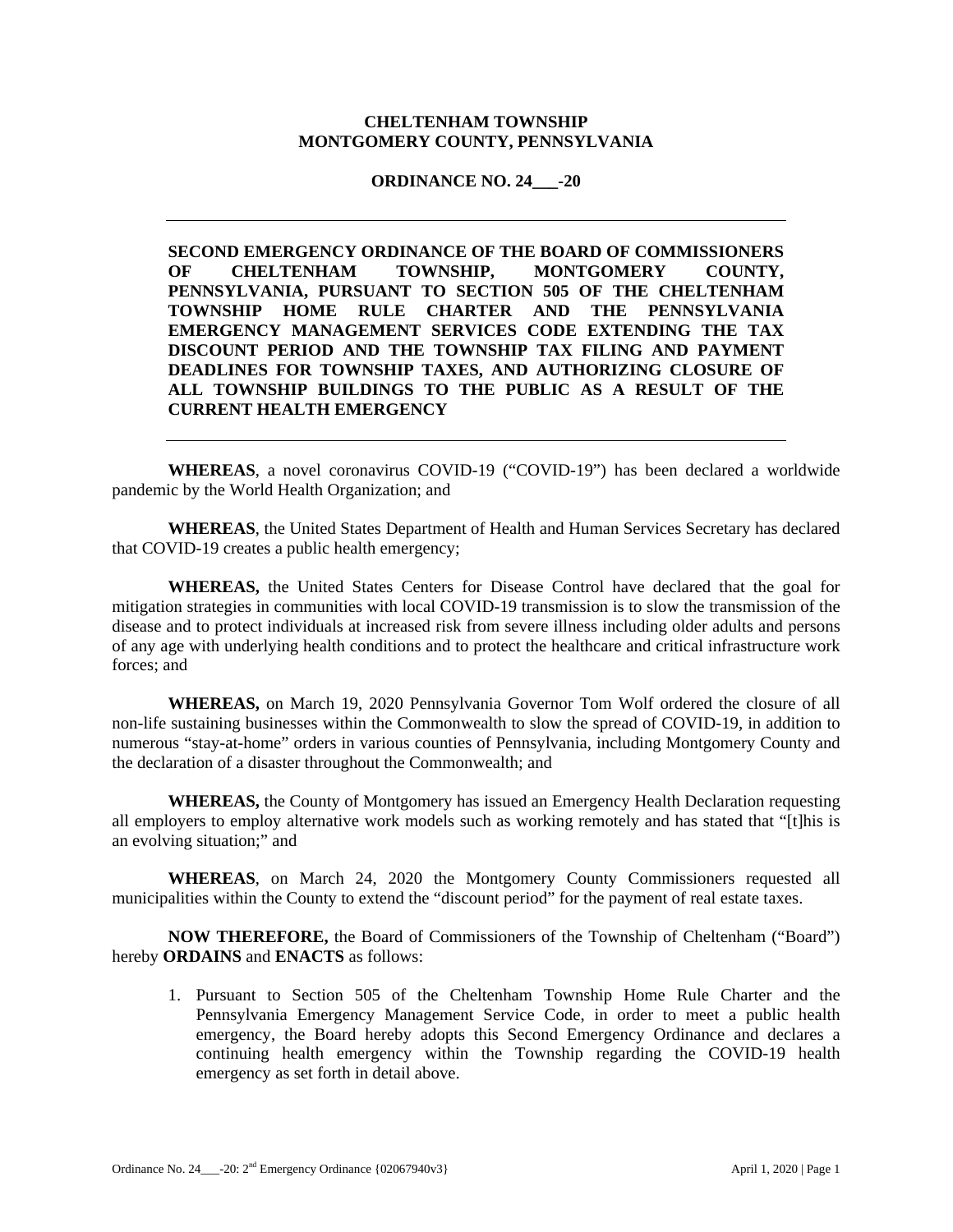**CHELTENHAM TOWNSHIP**
**MONTGOMERY COUNTY, PENNSYLVANIA**

**ORDINANCE NO. 24___-20**

---

**SECOND EMERGENCY ORDINANCE OF THE BOARD OF COMMISSIONERS OF CHELTENHAM TOWNSHIP, MONTGOMERY COUNTY, PENNSYLVANIA, PURSUANT TO SECTION 505 OF THE CHELTENHAM TOWNSHIP HOME RULE CHARTER AND THE PENNSYLVANIA EMERGENCY MANAGEMENT SERVICES CODE EXTENDING THE TAX DISCOUNT PERIOD AND THE TOWNSHIP TAX FILING AND PAYMENT DEADLINES FOR TOWNSHIP TAXES, AND AUTHORIZING CLOSURE OF ALL TOWNSHIP BUILDINGS TO THE PUBLIC AS A RESULT OF THE CURRENT HEALTH EMERGENCY**

---

**WHEREAS**, a novel coronavirus COVID-19 ("COVID-19") has been declared a worldwide pandemic by the World Health Organization; and

**WHEREAS**, the United States Department of Health and Human Services Secretary has declared that COVID-19 creates a public health emergency;

**WHEREAS,** the United States Centers for Disease Control have declared that the goal for mitigation strategies in communities with local COVID-19 transmission is to slow the transmission of the disease and to protect individuals at increased risk from severe illness including older adults and persons of any age with underlying health conditions and to protect the healthcare and critical infrastructure work forces; and

**WHEREAS,** on March 19, 2020 Pennsylvania Governor Tom Wolf ordered the closure of all non-life sustaining businesses within the Commonwealth to slow the spread of COVID-19, in addition to numerous "stay-at-home" orders in various counties of Pennsylvania, including Montgomery County and the declaration of a disaster throughout the Commonwealth; and

**WHEREAS,** the County of Montgomery has issued an Emergency Health Declaration requesting all employers to employ alternative work models such as working remotely and has stated that "[t]his is an evolving situation;" and

**WHEREAS**, on March 24, 2020 the Montgomery County Commissioners requested all municipalities within the County to extend the "discount period" for the payment of real estate taxes.

**NOW THEREFORE,** the Board of Commissioners of the Township of Cheltenham ("Board") hereby **ORDAINS** and **ENACTS** as follows:

1. Pursuant to Section 505 of the Cheltenham Township Home Rule Charter and the Pennsylvania Emergency Management Service Code, in order to meet a public health emergency, the Board hereby adopts this Second Emergency Ordinance and declares a continuing health emergency within the Township regarding the COVID-19 health emergency as set forth in detail above.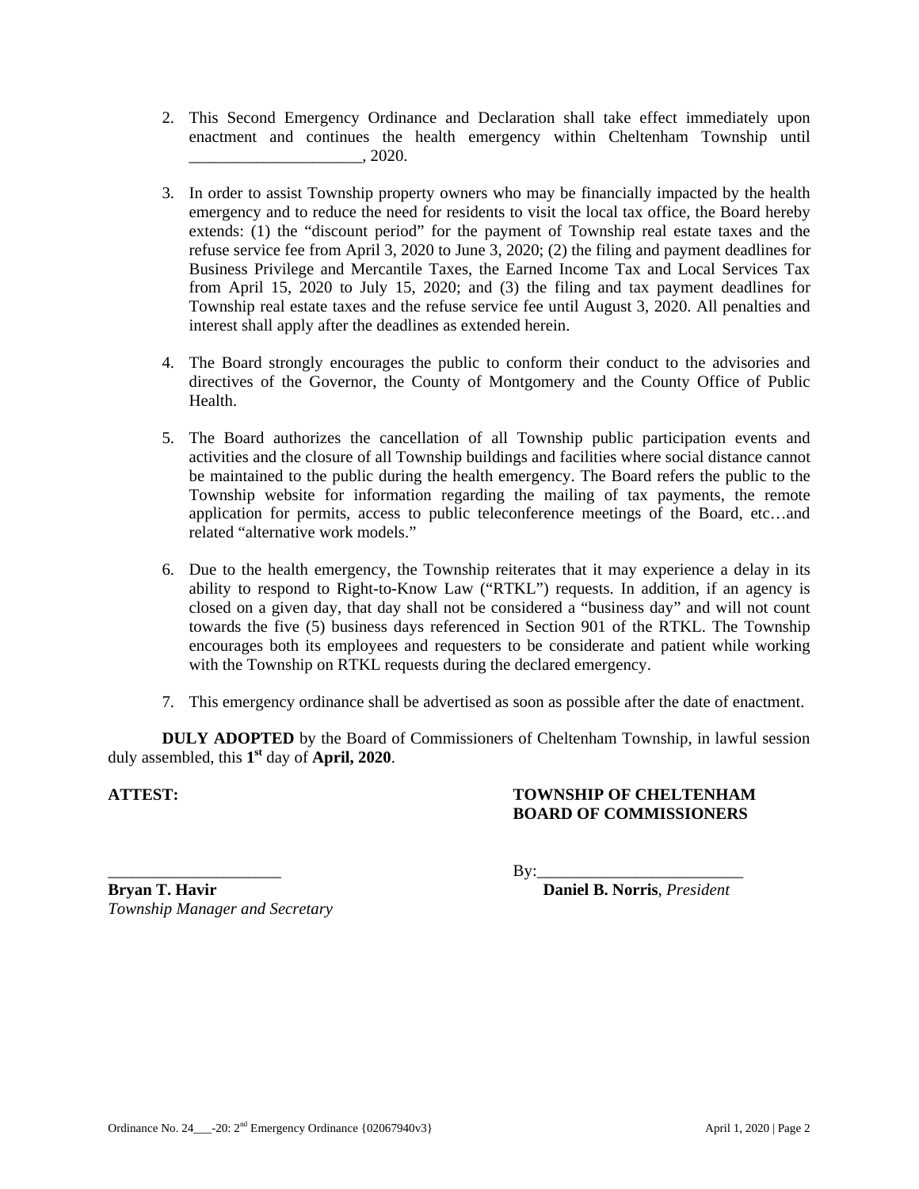2. This Second Emergency Ordinance and Declaration shall take effect immediately upon enactment and continues the health emergency within Cheltenham Township until _____________________, 2020.

3. In order to assist Township property owners who may be financially impacted by the health emergency and to reduce the need for residents to visit the local tax office, the Board hereby extends: (1) the "discount period" for the payment of Township real estate taxes and the refuse service fee from April 3, 2020 to June 3, 2020; (2) the filing and payment deadlines for Business Privilege and Mercantile Taxes, the Earned Income Tax and Local Services Tax from April 15, 2020 to July 15, 2020; and (3) the filing and tax payment deadlines for Township real estate taxes and the refuse service fee until August 3, 2020. All penalties and interest shall apply after the deadlines as extended herein.

4. The Board strongly encourages the public to conform their conduct to the advisories and directives of the Governor, the County of Montgomery and the County Office of Public Health.

5. The Board authorizes the cancellation of all Township public participation events and activities and the closure of all Township buildings and facilities where social distance cannot be maintained to the public during the health emergency. The Board refers the public to the Township website for information regarding the mailing of tax payments, the remote application for permits, access to public teleconference meetings of the Board, etc…and related "alternative work models."

6. Due to the health emergency, the Township reiterates that it may experience a delay in its ability to respond to Right-to-Know Law ("RTKL") requests. In addition, if an agency is closed on a given day, that day shall not be considered a "business day" and will not count towards the five (5) business days referenced in Section 901 of the RTKL. The Township encourages both its employees and requesters to be considerate and patient while working with the Township on RTKL requests during the declared emergency.

7. This emergency ordinance shall be advertised as soon as possible after the date of enactment.

**DULY ADOPTED** by the Board of Commissioners of Cheltenham Township, in lawful session duly assembled, this **1st** day of **April, 2020**.

**ATTEST:**

_____________________
**Bryan T. Havir**
*Township Manager and Secretary*

**TOWNSHIP OF CHELTENHAM BOARD OF COMMISSIONERS**

By:_________________________
**Daniel B. Norris**, *President*